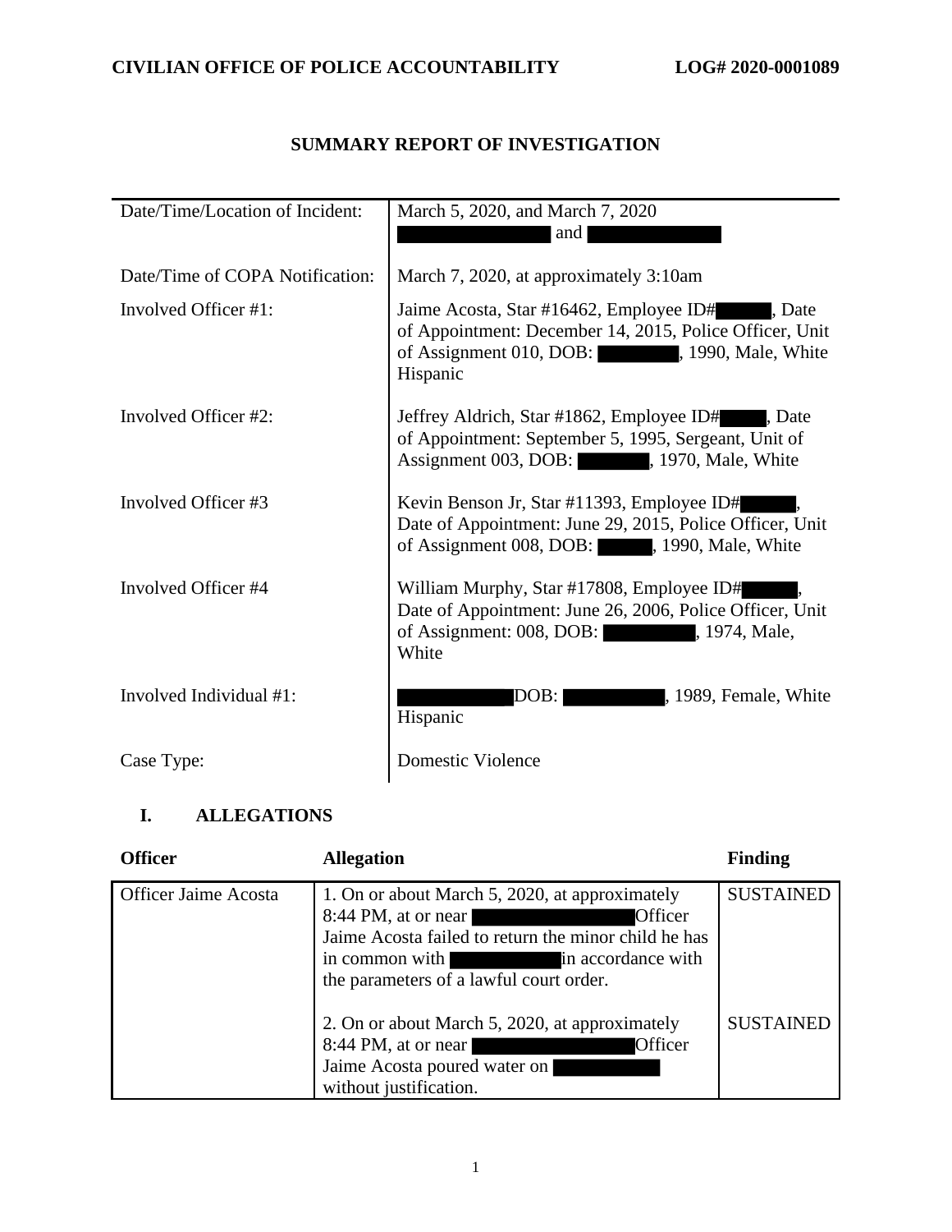# SUMMARY REPORT OF INVESTIGATION

| | |
|---|---|
| Date/Time/Location of Incident: | March 5, 2020, and March 7, 2020 [REDACTED] and [REDACTED] |
| Date/Time of COPA Notification: | March 7, 2020, at approximately 3:10am |
| Involved Officer #1: | Jaime Acosta, Star #16462, Employee ID# [REDACTED], Date of Appointment: December 14, 2015, Police Officer, Unit of Assignment 010, DOB: [REDACTED], 1990, Male, White Hispanic |
| Involved Officer #2: | Jeffrey Aldrich, Star #1862, Employee ID# [REDACTED], Date of Appointment: September 5, 1995, Sergeant, Unit of Assignment 003, DOB: [REDACTED], 1970, Male, White |
| Involved Officer #3 | Kevin Benson Jr, Star #11393, Employee ID# [REDACTED], Date of Appointment: June 29, 2015, Police Officer, Unit of Assignment 008, DOB: [REDACTED], 1990, Male, White |
| Involved Officer #4 | William Murphy, Star #17808, Employee ID# [REDACTED], Date of Appointment: June 26, 2006, Police Officer, Unit of Assignment: 008, DOB: [REDACTED], 1974, Male, White |
| Involved Individual #1: | [REDACTED] DOB: [REDACTED], 1989, Female, White Hispanic |
| Case Type: | Domestic Violence |

## I. ALLEGATIONS

| Officer | Allegation | Finding |
|---|---|---|
| Officer Jaime Acosta | 1. On or about March 5, 2020, at approximately 8:44 PM, at or near [REDACTED] Officer Jaime Acosta failed to return the minor child he has in common with [REDACTED] in accordance with the parameters of a lawful court order. | SUSTAINED |
| | 2. On or about March 5, 2020, at approximately 8:44 PM, at or near [REDACTED] Officer Jaime Acosta poured water on [REDACTED] without justification. | SUSTAINED |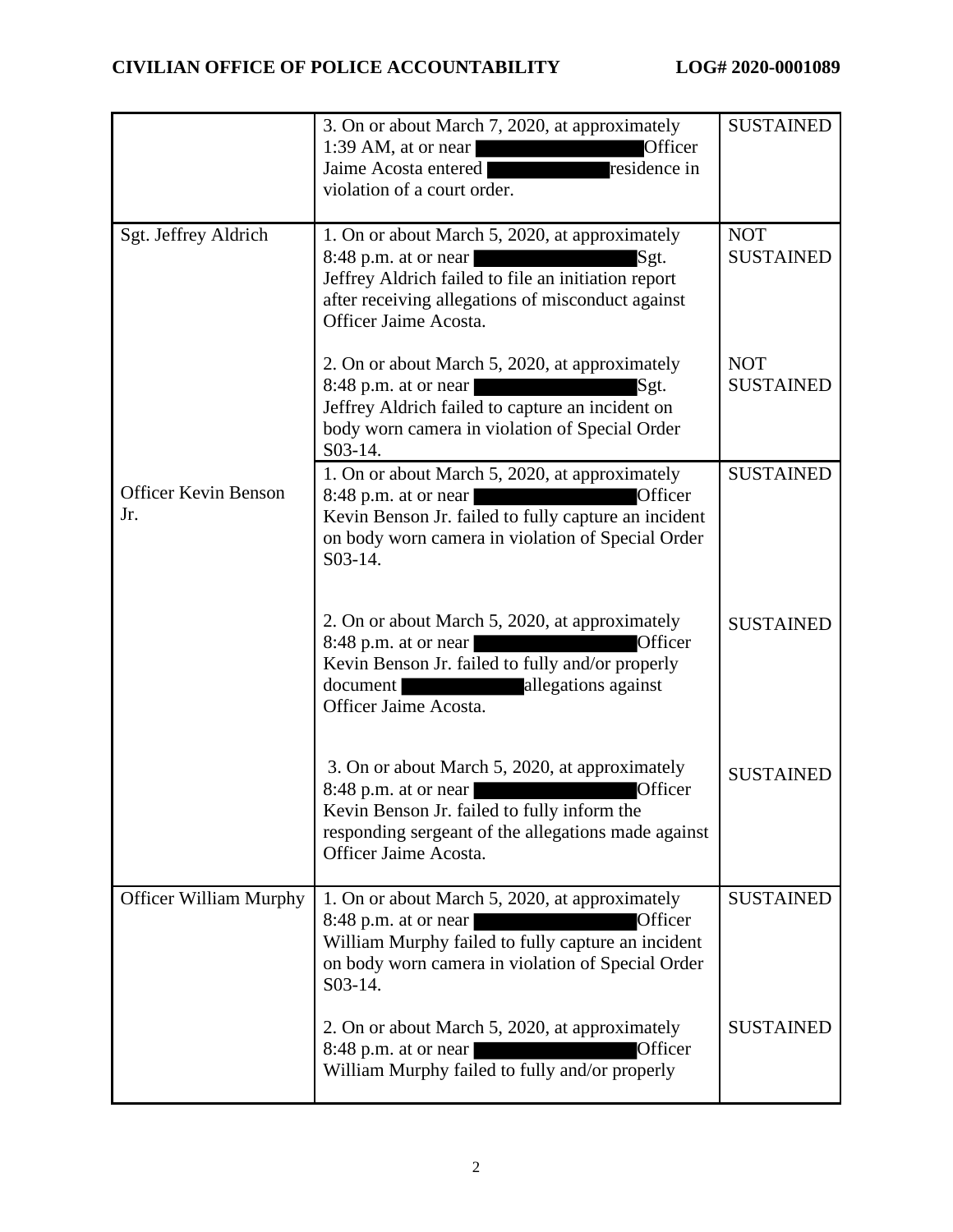| | | |
|---|---|---|
| | 3. On or about March 7, 2020, at approximately 1:39 AM, at or near ███ Officer Jaime Acosta entered ███ residence in violation of a court order. | SUSTAINED |
| Sgt. Jeffrey Aldrich | 1. On or about March 5, 2020, at approximately 8:48 p.m. at or near ███ Sgt. Jeffrey Aldrich failed to file an initiation report after receiving allegations of misconduct against Officer Jaime Acosta.<br><br>2. On or about March 5, 2020, at approximately 8:48 p.m. at or near ███ Sgt. Jeffrey Aldrich failed to capture an incident on body worn camera in violation of Special Order S03-14. | NOT SUSTAINED<br><br>NOT SUSTAINED |
| Officer Kevin Benson Jr. | 1. On or about March 5, 2020, at approximately 8:48 p.m. at or near ███ Officer Kevin Benson Jr. failed to fully capture an incident on body worn camera in violation of Special Order S03-14.<br><br>2. On or about March 5, 2020, at approximately 8:48 p.m. at or near ███ Officer Kevin Benson Jr. failed to fully and/or properly document ███ allegations against Officer Jaime Acosta.<br><br>3. On or about March 5, 2020, at approximately 8:48 p.m. at or near ███ Officer Kevin Benson Jr. failed to fully inform the responding sergeant of the allegations made against Officer Jaime Acosta. | SUSTAINED<br><br>SUSTAINED<br><br>SUSTAINED |
| Officer William Murphy | 1. On or about March 5, 2020, at approximately 8:48 p.m. at or near ███ Officer William Murphy failed to fully capture an incident on body worn camera in violation of Special Order S03-14.<br><br>2. On or about March 5, 2020, at approximately 8:48 p.m. at or near ███ Officer William Murphy failed to fully and/or properly | SUSTAINED<br><br>SUSTAINED |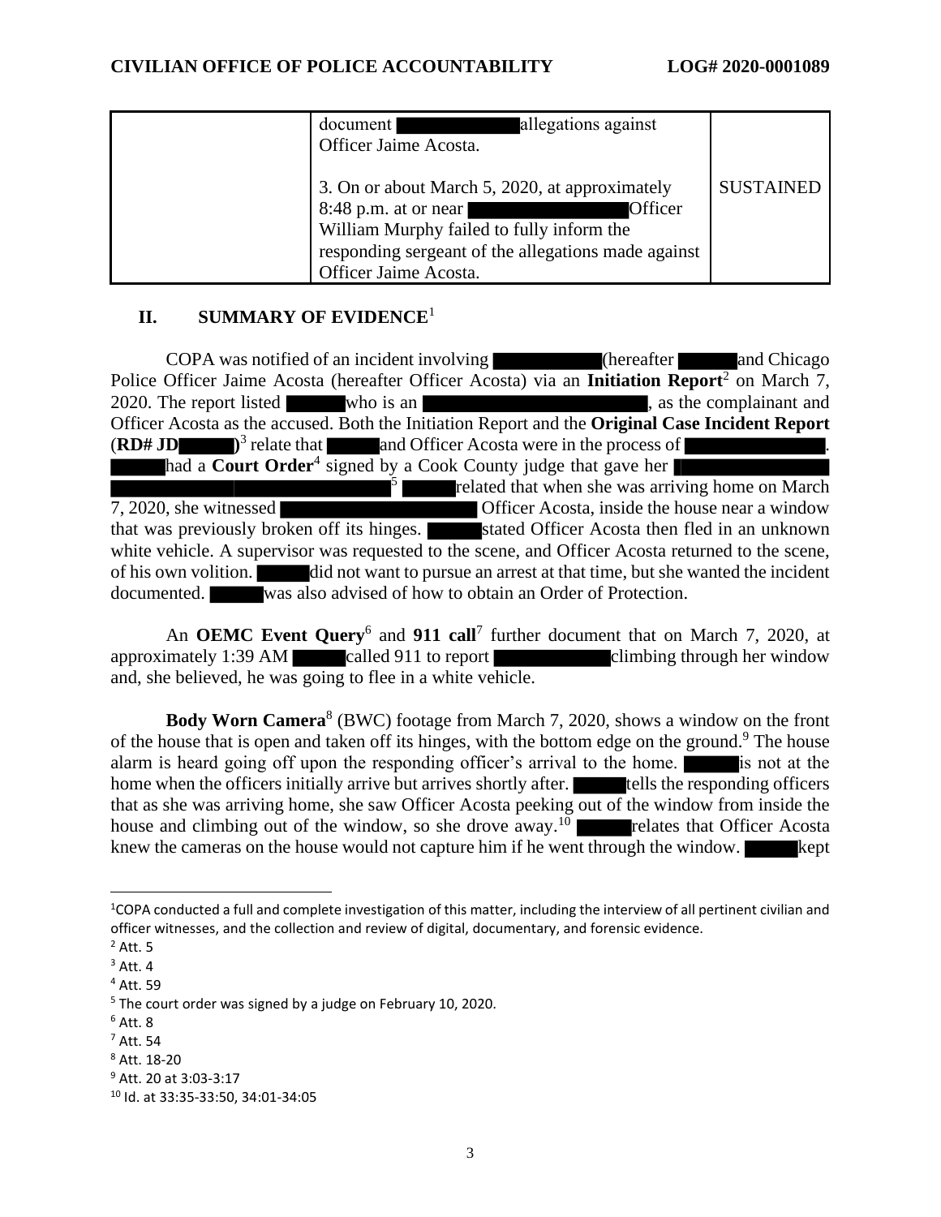| | document [REDACTED] allegations against Officer Jaime Acosta.<br><br>3. On or about March 5, 2020, at approximately 8:48 p.m. at or near [REDACTED] Officer William Murphy failed to fully inform the responding sergeant of the allegations made against Officer Jaime Acosta. | SUSTAINED |
|---|---|---|

## II. SUMMARY OF EVIDENCE[1]

COPA was notified of an incident involving [REDACTED] (hereafter [REDACTED] and Chicago Police Officer Jaime Acosta (hereafter Officer Acosta) via an **Initiation Report**[2] on March 7, 2020. The report listed [REDACTED] who is an [REDACTED], as the complainant and Officer Acosta as the accused. Both the Initiation Report and the **Original Case Incident Report** (**RD# JD**[REDACTED])[3] relate that [REDACTED] and Officer Acosta were in the process of [REDACTED]. [REDACTED] had a **Court Order**[4] signed by a Cook County judge that gave her [REDACTED][5] [REDACTED] related that when she was arriving home on March 7, 2020, she witnessed [REDACTED] Officer Acosta, inside the house near a window that was previously broken off its hinges. [REDACTED] stated Officer Acosta then fled in an unknown white vehicle. A supervisor was requested to the scene, and Officer Acosta returned to the scene, of his own volition. [REDACTED] did not want to pursue an arrest at that time, but she wanted the incident documented. [REDACTED] was also advised of how to obtain an Order of Protection.

An **OEMC Event Query**[6] and **911 call**[7] further document that on March 7, 2020, at approximately 1:39 AM [REDACTED] called 911 to report [REDACTED] climbing through her window and, she believed, he was going to flee in a white vehicle.

**Body Worn Camera**[8] (BWC) footage from March 7, 2020, shows a window on the front of the house that is open and taken off its hinges, with the bottom edge on the ground.[9] The house alarm is heard going off upon the responding officer's arrival to the home. [REDACTED] is not at the home when the officers initially arrive but arrives shortly after. [REDACTED] tells the responding officers that as she was arriving home, she saw Officer Acosta peeking out of the window from inside the house and climbing out of the window, so she drove away.[10] [REDACTED] relates that Officer Acosta knew the cameras on the house would not capture him if he went through the window. [REDACTED] kept

---

[1] COPA conducted a full and complete investigation of this matter, including the interview of all pertinent civilian and officer witnesses, and the collection and review of digital, documentary, and forensic evidence.

[2] Att. 5

[3] Att. 4

[4] Att. 59

[5] The court order was signed by a judge on February 10, 2020.

[6] Att. 8

[7] Att. 54

[8] Att. 18-20

[9] Att. 20 at 3:03-3:17

[10] Id. at 33:35-33:50, 34:01-34:05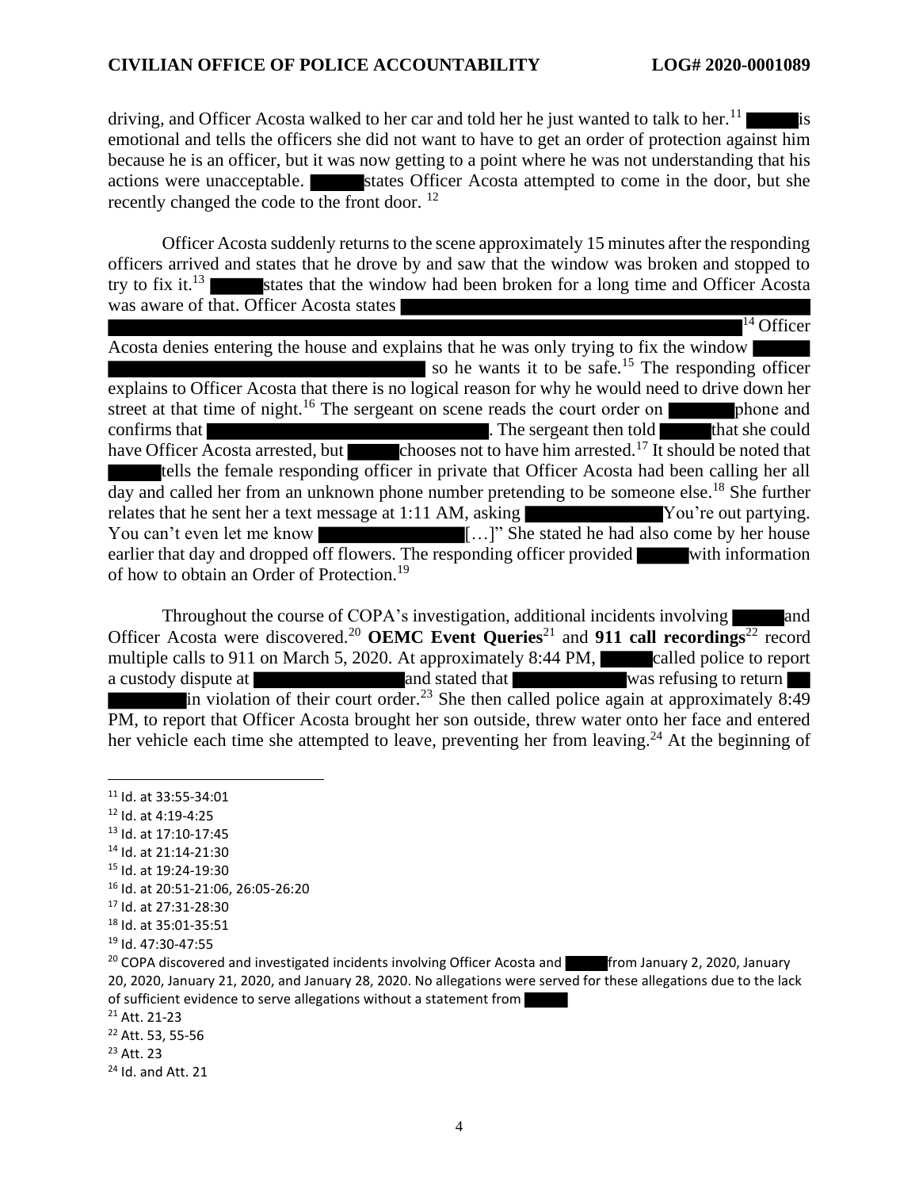driving, and Officer Acosta walked to her car and told her he just wanted to talk to her.[11] ██████ is emotional and tells the officers she did not want to have to get an order of protection against him because he is an officer, but it was now getting to a point where he was not understanding that his actions were unacceptable. ██████ states Officer Acosta attempted to come in the door, but she recently changed the code to the front door. [12]

Officer Acosta suddenly returns to the scene approximately 15 minutes after the responding officers arrived and states that he drove by and saw that the window was broken and stopped to try to fix it.[13] ██████ states that the window had been broken for a long time and Officer Acosta was aware of that. Officer Acosta states ██████████████████████████████████████████████████[14] Officer Acosta denies entering the house and explains that he was only trying to fix the window ██████████████████████████████ so he wants it to be safe.[15] The responding officer explains to Officer Acosta that there is no logical reason for why he would need to drive down her street at that time of night.[16] The sergeant on scene reads the court order on ██████ phone and confirms that ██████████████████████. The sergeant then told ██████ that she could have Officer Acosta arrested, but ██████ chooses not to have him arrested.[17] It should be noted that ██████ tells the female responding officer in private that Officer Acosta had been calling her all day and called her from an unknown phone number pretending to be someone else.[18] She further relates that he sent her a text message at 1:11 AM, asking ██████████ You're out partying. You can't even let me know ██████████ […]" She stated he had also come by her house earlier that day and dropped off flowers. The responding officer provided ██████ with information of how to obtain an Order of Protection.[19]

Throughout the course of COPA's investigation, additional incidents involving ██████ and Officer Acosta were discovered.[20] **OEMC Event Queries**[21] and **911 call recordings**[22] record multiple calls to 911 on March 5, 2020. At approximately 8:44 PM, ██████ called police to report a custody dispute at ██████████ and stated that ██████████ was refusing to return ██ ██████ in violation of their court order.[23] She then called police again at approximately 8:49 PM, to report that Officer Acosta brought her son outside, threw water onto her face and entered her vehicle each time she attempted to leave, preventing her from leaving.[24] At the beginning of

---

[11] Id. at 33:55-34:01

[12] Id. at 4:19-4:25

[13] Id. at 17:10-17:45

[14] Id. at 21:14-21:30

[15] Id. at 19:24-19:30

[16] Id. at 20:51-21:06, 26:05-26:20

[17] Id. at 27:31-28:30

[18] Id. at 35:01-35:51

[19] Id. 47:30-47:55

[20] COPA discovered and investigated incidents involving Officer Acosta and ██████ from January 2, 2020, January 20, 2020, January 21, 2020, and January 28, 2020. No allegations were served for these allegations due to the lack of sufficient evidence to serve allegations without a statement from ██████

[21] Att. 21-23

[22] Att. 53, 55-56

[23] Att. 23

[24] Id. and Att. 21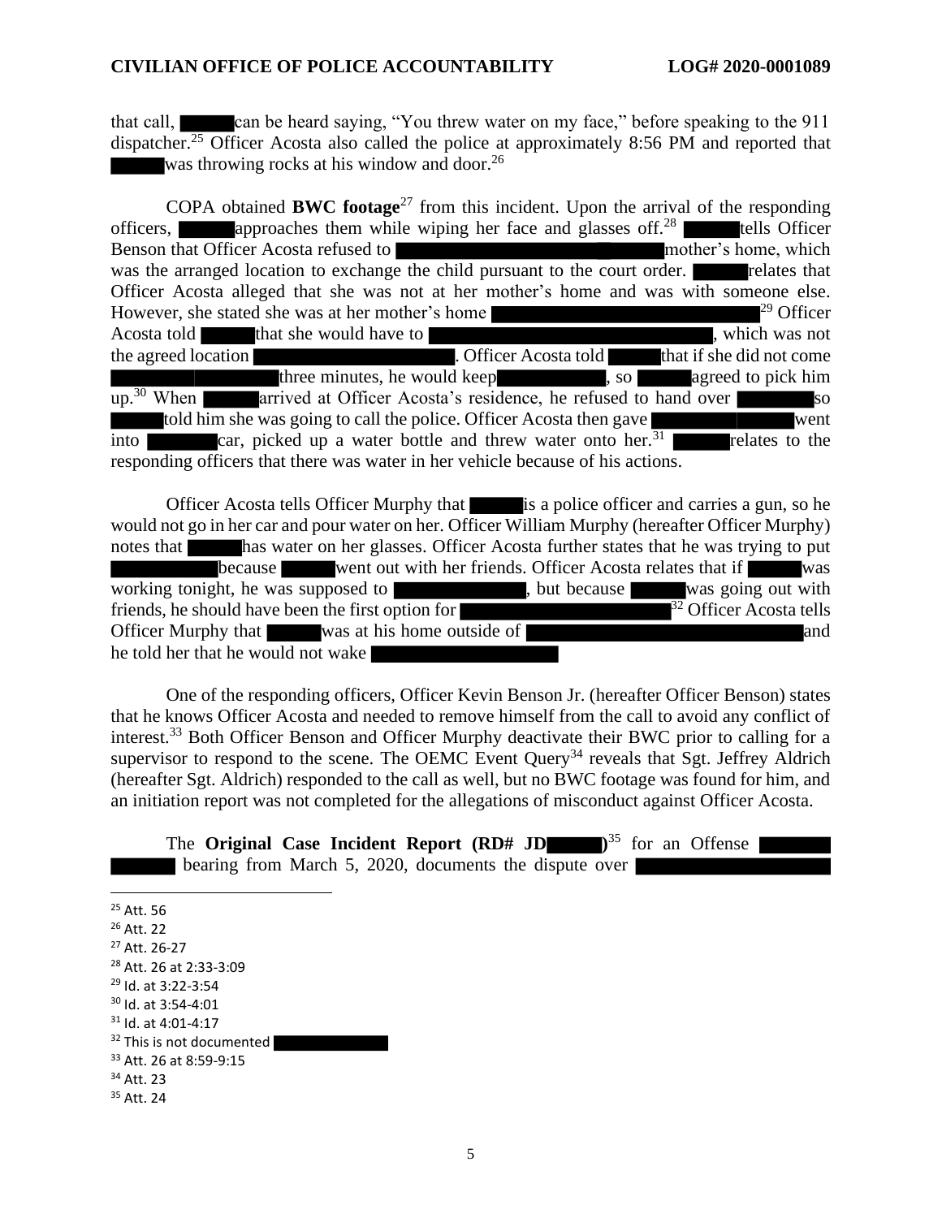that call, ██████ can be heard saying, "You threw water on my face," before speaking to the 911 dispatcher.[25] Officer Acosta also called the police at approximately 8:56 PM and reported that ██████ was throwing rocks at his window and door.[26]

COPA obtained **BWC footage**[27] from this incident. Upon the arrival of the responding officers, ██████ approaches them while wiping her face and glasses off.[28] ██████ tells Officer Benson that Officer Acosta refused to ████████████████████ mother's home, which was the arranged location to exchange the child pursuant to the court order. ██████ relates that Officer Acosta alleged that she was not at her mother's home and was with someone else. However, she stated she was at her mother's home ████████████████████[29] Officer Acosta told ██████ that she would have to ████████████████████, which was not the agreed location ████████████████. Officer Acosta told ██████ that if she did not come ████████████ three minutes, he would keep ████████████, so ██████ agreed to pick him up.[30] When ██████ arrived at Officer Acosta's residence, he refused to hand over ████████ so ██████ told him she was going to call the police. Officer Acosta then gave ████████████████ went into ████████ car, picked up a water bottle and threw water onto her.[31] ██████ relates to the responding officers that there was water in her vehicle because of his actions.

Officer Acosta tells Officer Murphy that ██████ is a police officer and carries a gun, so he would not go in her car and pour water on her. Officer William Murphy (hereafter Officer Murphy) notes that ██████ has water on her glasses. Officer Acosta further states that he was trying to put ████████████ because ██████ went out with her friends. Officer Acosta relates that if ██████ was working tonight, he was supposed to ████████████, but because ██████ was going out with friends, he should have been the first option for ████████████████████[32] Officer Acosta tells Officer Murphy that ██████ was at his home outside of ████████████████████ and he told her that he would not wake ████████████████

One of the responding officers, Officer Kevin Benson Jr. (hereafter Officer Benson) states that he knows Officer Acosta and needed to remove himself from the call to avoid any conflict of interest.[33] Both Officer Benson and Officer Murphy deactivate their BWC prior to calling for a supervisor to respond to the scene. The OEMC Event Query[34] reveals that Sgt. Jeffrey Aldrich (hereafter Sgt. Aldrich) responded to the call as well, but no BWC footage was found for him, and an initiation report was not completed for the allegations of misconduct against Officer Acosta.

The **Original Case Incident Report (RD# JD██████)**[35] for an Offense ████████ ██████ bearing from March 5, 2020, documents the dispute over ████████████████

---

[25] Att. 56
[26] Att. 22
[27] Att. 26-27
[28] Att. 26 at 2:33-3:09
[29] Id. at 3:22-3:54
[30] Id. at 3:54-4:01
[31] Id. at 4:01-4:17
[32] This is not documented ████████████
[33] Att. 26 at 8:59-9:15
[34] Att. 23
[35] Att. 24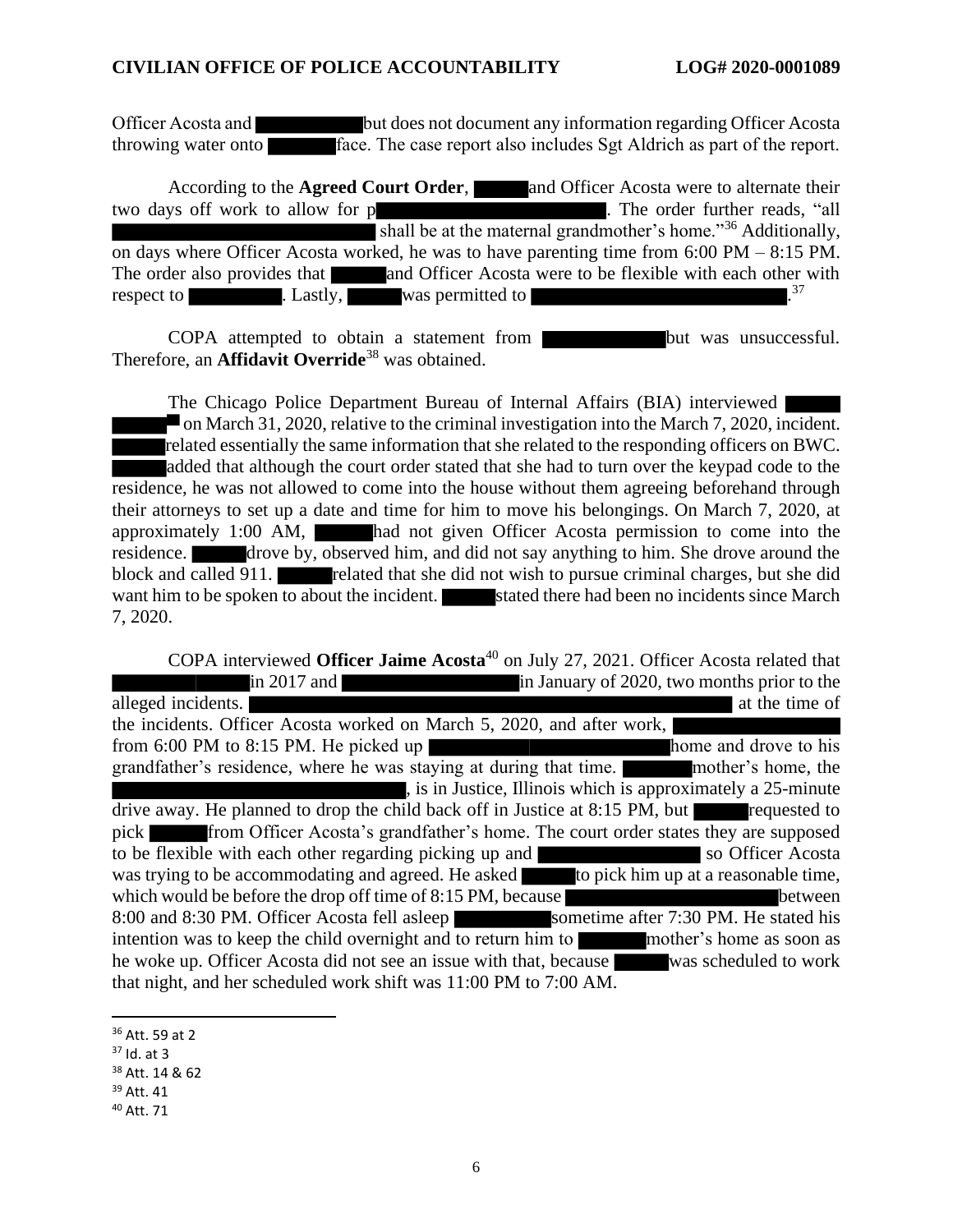Officer Acosta and but does not document any information regarding Officer Acosta throwing water onto face. The case report also includes Sgt Aldrich as part of the report.

According to the **Agreed Court Order**, and Officer Acosta were to alternate their two days off work to allow for p . The order further reads, "all shall be at the maternal grandmother's home."[36] Additionally, on days where Officer Acosta worked, he was to have parenting time from 6:00 PM – 8:15 PM. The order also provides that and Officer Acosta were to be flexible with each other with respect to . Lastly, was permitted to .[37]

COPA attempted to obtain a statement from but was unsuccessful. Therefore, an **Affidavit Override**[38] was obtained.

The Chicago Police Department Bureau of Internal Affairs (BIA) interviewed [39] on March 31, 2020, relative to the criminal investigation into the March 7, 2020, incident. related essentially the same information that she related to the responding officers on BWC. added that although the court order stated that she had to turn over the keypad code to the residence, he was not allowed to come into the house without them agreeing beforehand through their attorneys to set up a date and time for him to move his belongings. On March 7, 2020, at approximately 1:00 AM, had not given Officer Acosta permission to come into the residence. drove by, observed him, and did not say anything to him. She drove around the block and called 911. related that she did not wish to pursue criminal charges, but she did want him to be spoken to about the incident. stated there had been no incidents since March 7, 2020.

COPA interviewed **Officer Jaime Acosta**[40] on July 27, 2021. Officer Acosta related that in 2017 and in January of 2020, two months prior to the alleged incidents. at the time of the incidents. Officer Acosta worked on March 5, 2020, and after work, from 6:00 PM to 8:15 PM. He picked up home and drove to his grandfather's residence, where he was staying at during that time. mother's home, the , is in Justice, Illinois which is approximately a 25-minute drive away. He planned to drop the child back off in Justice at 8:15 PM, but requested to pick from Officer Acosta's grandfather's home. The court order states they are supposed to be flexible with each other regarding picking up and so Officer Acosta was trying to be accommodating and agreed. He asked to pick him up at a reasonable time, which would be before the drop off time of 8:15 PM, because between 8:00 and 8:30 PM. Officer Acosta fell asleep sometime after 7:30 PM. He stated his intention was to keep the child overnight and to return him to mother's home as soon as he woke up. Officer Acosta did not see an issue with that, because was scheduled to work that night, and her scheduled work shift was 11:00 PM to 7:00 AM.

---

[36] Att. 59 at 2

[37] Id. at 3

[38] Att. 14 & 62

[39] Att. 41

[40] Att. 71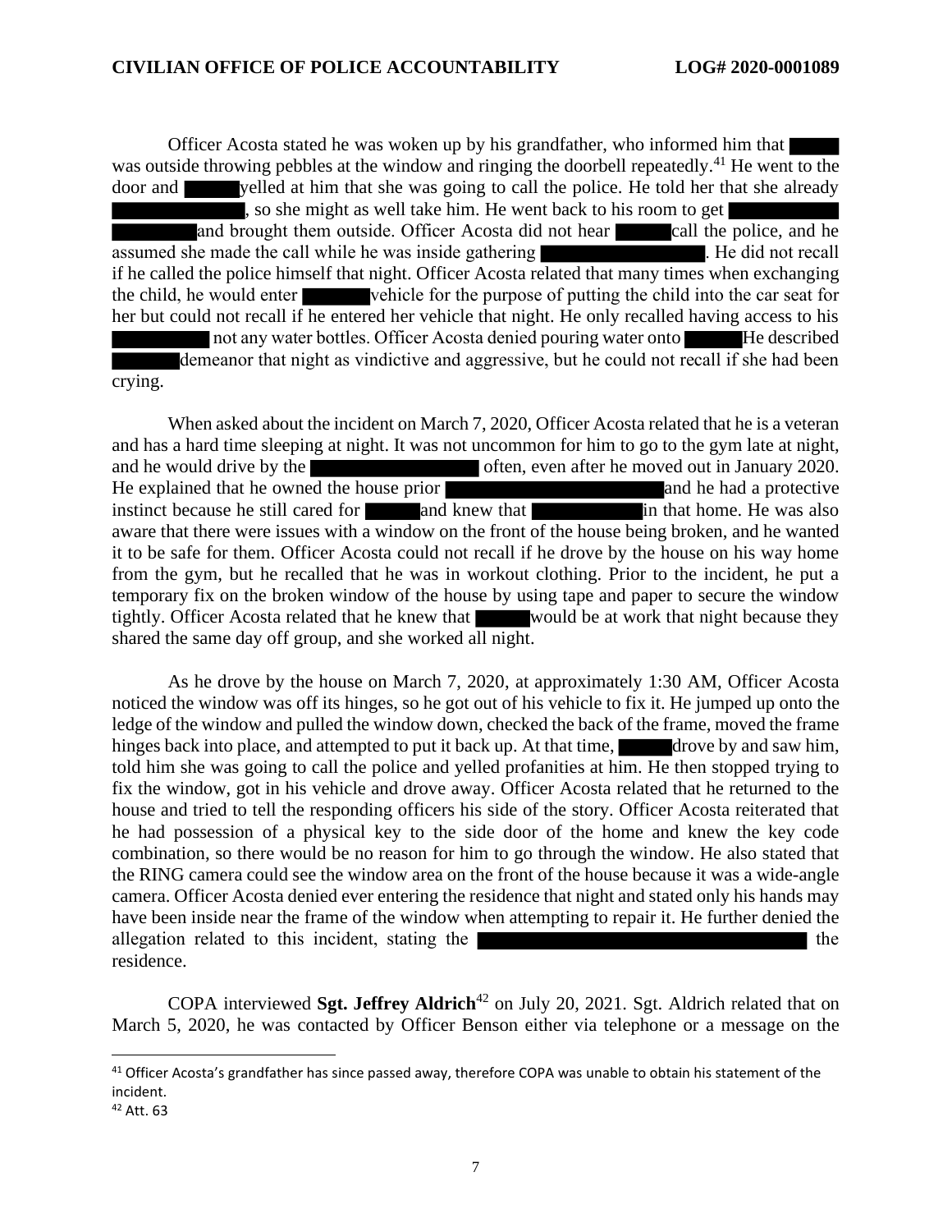Officer Acosta stated he was woken up by his grandfather, who informed him that ████ was outside throwing pebbles at the window and ringing the doorbell repeatedly.[41] He went to the door and ████ yelled at him that she was going to call the police. He told her that she already ████████, so she might as well take him. He went back to his room to get ████████ and brought them outside. Officer Acosta did not hear ████ call the police, and he assumed she made the call while he was inside gathering ████████. He did not recall if he called the police himself that night. Officer Acosta related that many times when exchanging the child, he would enter ████ vehicle for the purpose of putting the child into the car seat for her but could not recall if he entered her vehicle that night. He only recalled having access to his ████████ not any water bottles. Officer Acosta denied pouring water onto ████ He described ████ demeanor that night as vindictive and aggressive, but he could not recall if she had been crying.

When asked about the incident on March 7, 2020, Officer Acosta related that he is a veteran and has a hard time sleeping at night. It was not uncommon for him to go to the gym late at night, and he would drive by the ████████ often, even after he moved out in January 2020. He explained that he owned the house prior ████████ and he had a protective instinct because he still cared for ████ and knew that ████████ in that home. He was also aware that there were issues with a window on the front of the house being broken, and he wanted it to be safe for them. Officer Acosta could not recall if he drove by the house on his way home from the gym, but he recalled that he was in workout clothing. Prior to the incident, he put a temporary fix on the broken window of the house by using tape and paper to secure the window tightly. Officer Acosta related that he knew that ████ would be at work that night because they shared the same day off group, and she worked all night.

As he drove by the house on March 7, 2020, at approximately 1:30 AM, Officer Acosta noticed the window was off its hinges, so he got out of his vehicle to fix it. He jumped up onto the ledge of the window and pulled the window down, checked the back of the frame, moved the frame hinges back into place, and attempted to put it back up. At that time, ████ drove by and saw him, told him she was going to call the police and yelled profanities at him. He then stopped trying to fix the window, got in his vehicle and drove away. Officer Acosta related that he returned to the house and tried to tell the responding officers his side of the story. Officer Acosta reiterated that he had possession of a physical key to the side door of the home and knew the key code combination, so there would be no reason for him to go through the window. He also stated that the RING camera could see the window area on the front of the house because it was a wide-angle camera. Officer Acosta denied ever entering the residence that night and stated only his hands may have been inside near the frame of the window when attempting to repair it. He further denied the allegation related to this incident, stating the ████████ the residence.

COPA interviewed **Sgt. Jeffrey Aldrich**[42] on July 20, 2021. Sgt. Aldrich related that on March 5, 2020, he was contacted by Officer Benson either via telephone or a message on the

[41] Officer Acosta's grandfather has since passed away, therefore COPA was unable to obtain his statement of the incident.

[42] Att. 63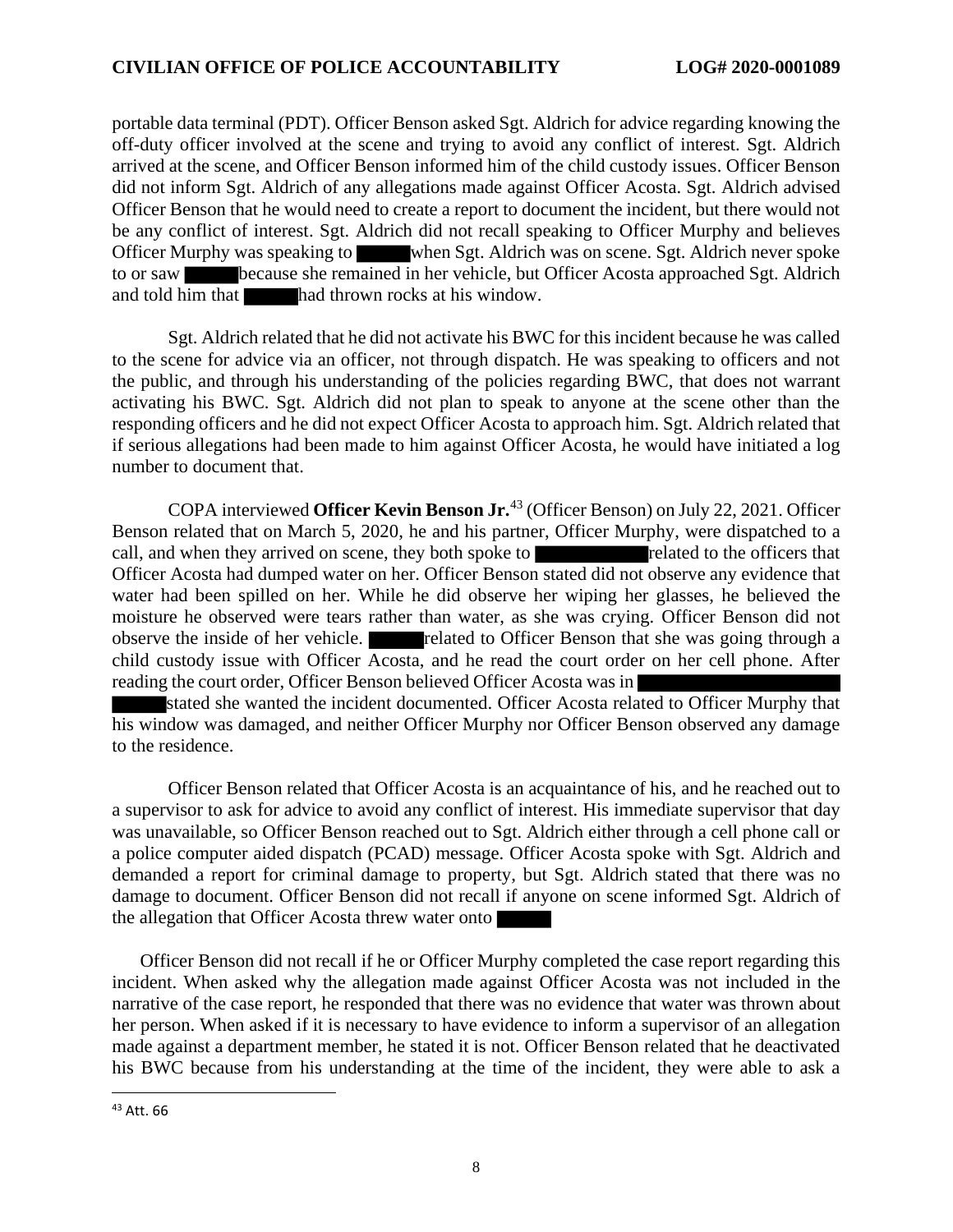portable data terminal (PDT). Officer Benson asked Sgt. Aldrich for advice regarding knowing the off-duty officer involved at the scene and trying to avoid any conflict of interest. Sgt. Aldrich arrived at the scene, and Officer Benson informed him of the child custody issues. Officer Benson did not inform Sgt. Aldrich of any allegations made against Officer Acosta. Sgt. Aldrich advised Officer Benson that he would need to create a report to document the incident, but there would not be any conflict of interest. Sgt. Aldrich did not recall speaking to Officer Murphy and believes Officer Murphy was speaking to ██████ when Sgt. Aldrich was on scene. Sgt. Aldrich never spoke to or saw ██████ because she remained in her vehicle, but Officer Acosta approached Sgt. Aldrich and told him that ██████ had thrown rocks at his window.

Sgt. Aldrich related that he did not activate his BWC for this incident because he was called to the scene for advice via an officer, not through dispatch. He was speaking to officers and not the public, and through his understanding of the policies regarding BWC, that does not warrant activating his BWC. Sgt. Aldrich did not plan to speak to anyone at the scene other than the responding officers and he did not expect Officer Acosta to approach him. Sgt. Aldrich related that if serious allegations had been made to him against Officer Acosta, he would have initiated a log number to document that.

COPA interviewed **Officer Kevin Benson Jr.**[43] (Officer Benson) on July 22, 2021. Officer Benson related that on March 5, 2020, he and his partner, Officer Murphy, were dispatched to a call, and when they arrived on scene, they both spoke to ████████████ related to the officers that Officer Acosta had dumped water on her. Officer Benson stated did not observe any evidence that water had been spilled on her. While he did observe her wiping her glasses, he believed the moisture he observed were tears rather than water, as she was crying. Officer Benson did not observe the inside of her vehicle. ██████ related to Officer Benson that she was going through a child custody issue with Officer Acosta, and he read the court order on her cell phone. After reading the court order, Officer Benson believed Officer Acosta was in ████████████████████ ██████ stated she wanted the incident documented. Officer Acosta related to Officer Murphy that his window was damaged, and neither Officer Murphy nor Officer Benson observed any damage to the residence.

Officer Benson related that Officer Acosta is an acquaintance of his, and he reached out to a supervisor to ask for advice to avoid any conflict of interest. His immediate supervisor that day was unavailable, so Officer Benson reached out to Sgt. Aldrich either through a cell phone call or a police computer aided dispatch (PCAD) message. Officer Acosta spoke with Sgt. Aldrich and demanded a report for criminal damage to property, but Sgt. Aldrich stated that there was no damage to document. Officer Benson did not recall if anyone on scene informed Sgt. Aldrich of the allegation that Officer Acosta threw water onto ██████

Officer Benson did not recall if he or Officer Murphy completed the case report regarding this incident. When asked why the allegation made against Officer Acosta was not included in the narrative of the case report, he responded that there was no evidence that water was thrown about her person. When asked if it is necessary to have evidence to inform a supervisor of an allegation made against a department member, he stated it is not. Officer Benson related that he deactivated his BWC because from his understanding at the time of the incident, they were able to ask a

[43] Att. 66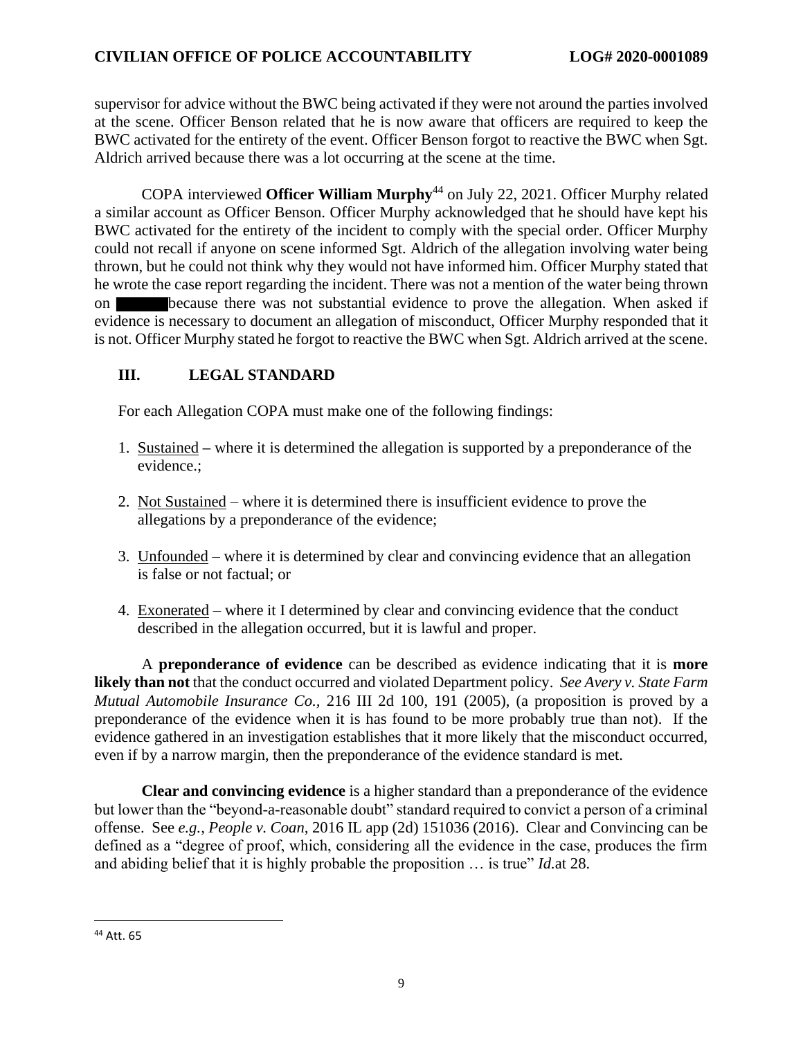supervisor for advice without the BWC being activated if they were not around the parties involved at the scene. Officer Benson related that he is now aware that officers are required to keep the BWC activated for the entirety of the event. Officer Benson forgot to reactive the BWC when Sgt. Aldrich arrived because there was a lot occurring at the scene at the time.

COPA interviewed **Officer William Murphy**[44] on July 22, 2021. Officer Murphy related a similar account as Officer Benson. Officer Murphy acknowledged that he should have kept his BWC activated for the entirety of the incident to comply with the special order. Officer Murphy could not recall if anyone on scene informed Sgt. Aldrich of the allegation involving water being thrown, but he could not think why they would not have informed him. Officer Murphy stated that he wrote the case report regarding the incident. There was not a mention of the water being thrown on ██████ because there was not substantial evidence to prove the allegation. When asked if evidence is necessary to document an allegation of misconduct, Officer Murphy responded that it is not. Officer Murphy stated he forgot to reactive the BWC when Sgt. Aldrich arrived at the scene.

## III. LEGAL STANDARD

For each Allegation COPA must make one of the following findings:

1. Sustained **–** where it is determined the allegation is supported by a preponderance of the evidence.;

2. Not Sustained – where it is determined there is insufficient evidence to prove the allegations by a preponderance of the evidence;

3. Unfounded – where it is determined by clear and convincing evidence that an allegation is false or not factual; or

4. Exonerated – where it I determined by clear and convincing evidence that the conduct described in the allegation occurred, but it is lawful and proper.

A **preponderance of evidence** can be described as evidence indicating that it is **more likely than not** that the conduct occurred and violated Department policy. *See Avery v. State Farm Mutual Automobile Insurance Co.,* 216 Ill 2d 100, 191 (2005), (a proposition is proved by a preponderance of the evidence when it is has found to be more probably true than not). If the evidence gathered in an investigation establishes that it more likely that the misconduct occurred, even if by a narrow margin, then the preponderance of the evidence standard is met.

**Clear and convincing evidence** is a higher standard than a preponderance of the evidence but lower than the "beyond-a-reasonable doubt" standard required to convict a person of a criminal offense. See *e.g., People v. Coan,* 2016 IL app (2d) 151036 (2016). Clear and Convincing can be defined as a "degree of proof, which, considering all the evidence in the case, produces the firm and abiding belief that it is highly probable the proposition … is true" *Id.*at 28.

---

[44] Att. 65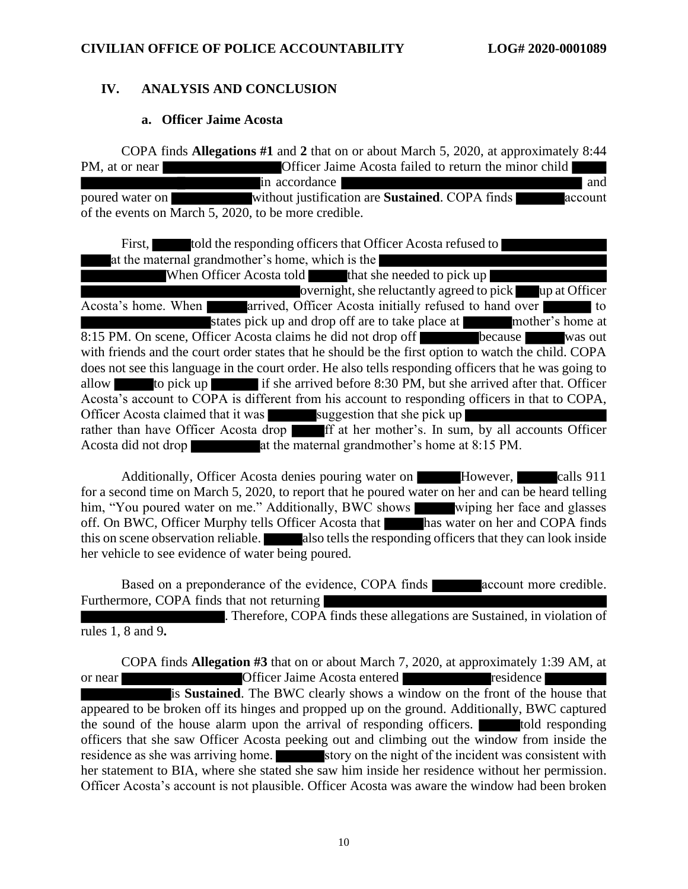## IV. ANALYSIS AND CONCLUSION

### a. Officer Jaime Acosta

COPA finds **Allegations #1** and **2** that on or about March 5, 2020, at approximately 8:44 PM, at or near ██████████ Officer Jaime Acosta failed to return the minor child ██████████ in accordance ██████████ and poured water on ██████████ without justification are **Sustained**. COPA finds ██████ account of the events on March 5, 2020, to be more credible.

First, ██████ told the responding officers that Officer Acosta refused to ██████████ at the maternal grandmother's home, which is the ██████████. When Officer Acosta told ██████ that she needed to pick up ██████████ overnight, she reluctantly agreed to pick ██ up at Officer Acosta's home. When ██████ arrived, Officer Acosta initially refused to hand over ██████ to ██████████ states pick up and drop off are to take place at ██████ mother's home at 8:15 PM. On scene, Officer Acosta claims he did not drop off ██████ because ██████ was out with friends and the court order states that he should be the first option to watch the child. COPA does not see this language in the court order. He also tells responding officers that he was going to allow ██████ to pick up ██████ if she arrived before 8:30 PM, but she arrived after that. Officer Acosta's account to COPA is different from his account to responding officers in that to COPA, Officer Acosta claimed that it was ██████ suggestion that she pick up ██████████ rather than have Officer Acosta drop ████ff at her mother's. In sum, by all accounts Officer Acosta did not drop ██████ at the maternal grandmother's home at 8:15 PM.

Additionally, Officer Acosta denies pouring water on ██████ However, ██████ calls 911 for a second time on March 5, 2020, to report that he poured water on her and can be heard telling him, "You poured water on me." Additionally, BWC shows ██████ wiping her face and glasses off. On BWC, Officer Murphy tells Officer Acosta that ██████ has water on her and COPA finds this on scene observation reliable. ██████ also tells the responding officers that they can look inside her vehicle to see evidence of water being poured.

Based on a preponderance of the evidence, COPA finds ██████ account more credible. Furthermore, COPA finds that not returning ██████████. Therefore, COPA finds these allegations are Sustained, in violation of rules 1, 8 and 9**.**

COPA finds **Allegation #3** that on or about March 7, 2020, at approximately 1:39 AM, at or near ██████████ Officer Jaime Acosta entered ██████████ residence ██████████ is **Sustained**. The BWC clearly shows a window on the front of the house that appeared to be broken off its hinges and propped up on the ground. Additionally, BWC captured the sound of the house alarm upon the arrival of responding officers. ██████ told responding officers that she saw Officer Acosta peeking out and climbing out the window from inside the residence as she was arriving home. ██████ story on the night of the incident was consistent with her statement to BIA, where she stated she saw him inside her residence without her permission. Officer Acosta's account is not plausible. Officer Acosta was aware the window had been broken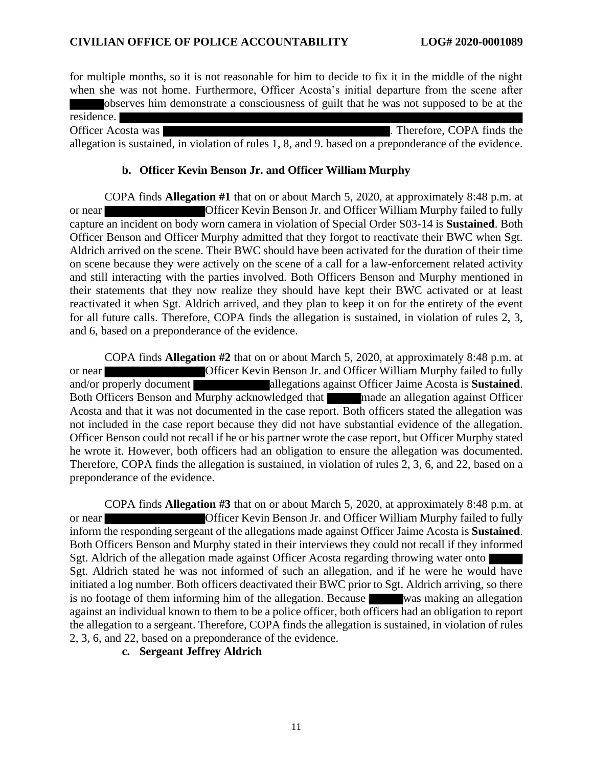for multiple months, so it is not reasonable for him to decide to fix it in the middle of the night when she was not home. Furthermore, Officer Acosta's initial departure from the scene after observes him demonstrate a consciousness of guilt that he was not supposed to be at the residence. Officer Acosta was . Therefore, COPA finds the allegation is sustained, in violation of rules 1, 8, and 9. based on a preponderance of the evidence.

### b. Officer Kevin Benson Jr. and Officer William Murphy

COPA finds **Allegation #1** that on or about March 5, 2020, at approximately 8:48 p.m. at or near Officer Kevin Benson Jr. and Officer William Murphy failed to fully capture an incident on body worn camera in violation of Special Order S03-14 is **Sustained**. Both Officer Benson and Officer Murphy admitted that they forgot to reactivate their BWC when Sgt. Aldrich arrived on the scene. Their BWC should have been activated for the duration of their time on scene because they were actively on the scene of a call for a law-enforcement related activity and still interacting with the parties involved. Both Officers Benson and Murphy mentioned in their statements that they now realize they should have kept their BWC activated or at least reactivated it when Sgt. Aldrich arrived, and they plan to keep it on for the entirety of the event for all future calls. Therefore, COPA finds the allegation is sustained, in violation of rules 2, 3, and 6, based on a preponderance of the evidence.

COPA finds **Allegation #2** that on or about March 5, 2020, at approximately 8:48 p.m. at or near Officer Kevin Benson Jr. and Officer William Murphy failed to fully and/or properly document allegations against Officer Jaime Acosta is **Sustained**. Both Officers Benson and Murphy acknowledged that made an allegation against Officer Acosta and that it was not documented in the case report. Both officers stated the allegation was not included in the case report because they did not have substantial evidence of the allegation. Officer Benson could not recall if he or his partner wrote the case report, but Officer Murphy stated he wrote it. However, both officers had an obligation to ensure the allegation was documented. Therefore, COPA finds the allegation is sustained, in violation of rules 2, 3, 6, and 22, based on a preponderance of the evidence.

COPA finds **Allegation #3** that on or about March 5, 2020, at approximately 8:48 p.m. at or near Officer Kevin Benson Jr. and Officer William Murphy failed to fully inform the responding sergeant of the allegations made against Officer Jaime Acosta is **Sustained**. Both Officers Benson and Murphy stated in their interviews they could not recall if they informed Sgt. Aldrich of the allegation made against Officer Acosta regarding throwing water onto Sgt. Aldrich stated he was not informed of such an allegation, and if he were he would have initiated a log number. Both officers deactivated their BWC prior to Sgt. Aldrich arriving, so there is no footage of them informing him of the allegation. Because was making an allegation against an individual known to them to be a police officer, both officers had an obligation to report the allegation to a sergeant. Therefore, COPA finds the allegation is sustained, in violation of rules 2, 3, 6, and 22, based on a preponderance of the evidence.

### c. Sergeant Jeffrey Aldrich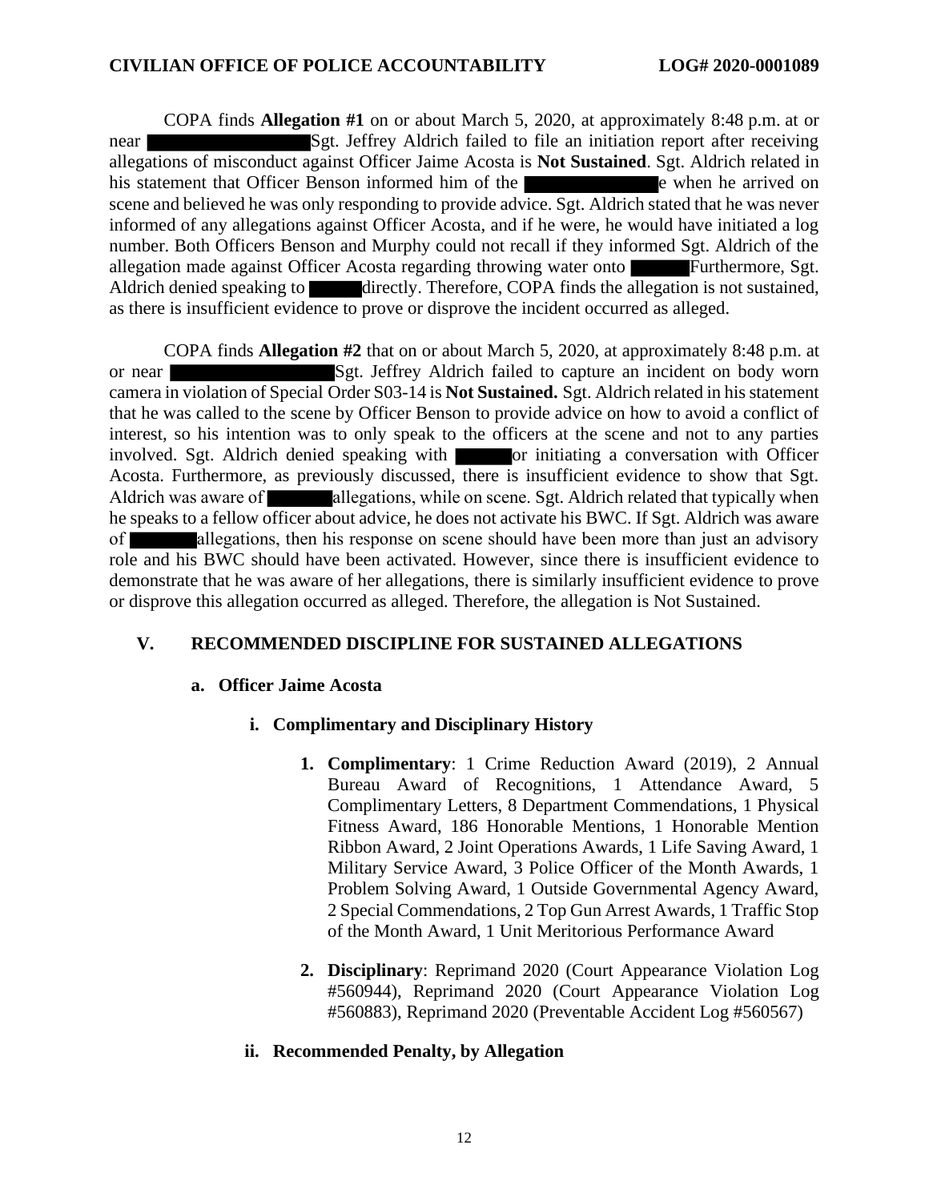COPA finds **Allegation #1** on or about March 5, 2020, at approximately 8:48 p.m. at or near ██████████ Sgt. Jeffrey Aldrich failed to file an initiation report after receiving allegations of misconduct against Officer Jaime Acosta is **Not Sustained**. Sgt. Aldrich related in his statement that Officer Benson informed him of the ████████e when he arrived on scene and believed he was only responding to provide advice. Sgt. Aldrich stated that he was never informed of any allegations against Officer Acosta, and if he were, he would have initiated a log number. Both Officers Benson and Murphy could not recall if they informed Sgt. Aldrich of the allegation made against Officer Acosta regarding throwing water onto ████ Furthermore, Sgt. Aldrich denied speaking to ████ directly. Therefore, COPA finds the allegation is not sustained, as there is insufficient evidence to prove or disprove the incident occurred as alleged.

COPA finds **Allegation #2** that on or about March 5, 2020, at approximately 8:48 p.m. at or near ██████████ Sgt. Jeffrey Aldrich failed to capture an incident on body worn camera in violation of Special Order S03-14 is **Not Sustained.** Sgt. Aldrich related in his statement that he was called to the scene by Officer Benson to provide advice on how to avoid a conflict of interest, so his intention was to only speak to the officers at the scene and not to any parties involved. Sgt. Aldrich denied speaking with ████ or initiating a conversation with Officer Acosta. Furthermore, as previously discussed, there is insufficient evidence to show that Sgt. Aldrich was aware of ████ allegations, while on scene. Sgt. Aldrich related that typically when he speaks to a fellow officer about advice, he does not activate his BWC. If Sgt. Aldrich was aware of ████ allegations, then his response on scene should have been more than just an advisory role and his BWC should have been activated. However, since there is insufficient evidence to demonstrate that he was aware of her allegations, there is similarly insufficient evidence to prove or disprove this allegation occurred as alleged. Therefore, the allegation is Not Sustained.

## V. RECOMMENDED DISCIPLINE FOR SUSTAINED ALLEGATIONS

### a. Officer Jaime Acosta

#### i. Complimentary and Disciplinary History

1. **Complimentary**: 1 Crime Reduction Award (2019), 2 Annual Bureau Award of Recognitions, 1 Attendance Award, 5 Complimentary Letters, 8 Department Commendations, 1 Physical Fitness Award, 186 Honorable Mentions, 1 Honorable Mention Ribbon Award, 2 Joint Operations Awards, 1 Life Saving Award, 1 Military Service Award, 3 Police Officer of the Month Awards, 1 Problem Solving Award, 1 Outside Governmental Agency Award, 2 Special Commendations, 2 Top Gun Arrest Awards, 1 Traffic Stop of the Month Award, 1 Unit Meritorious Performance Award

2. **Disciplinary**: Reprimand 2020 (Court Appearance Violation Log #560944), Reprimand 2020 (Court Appearance Violation Log #560883), Reprimand 2020 (Preventable Accident Log #560567)

#### ii. Recommended Penalty, by Allegation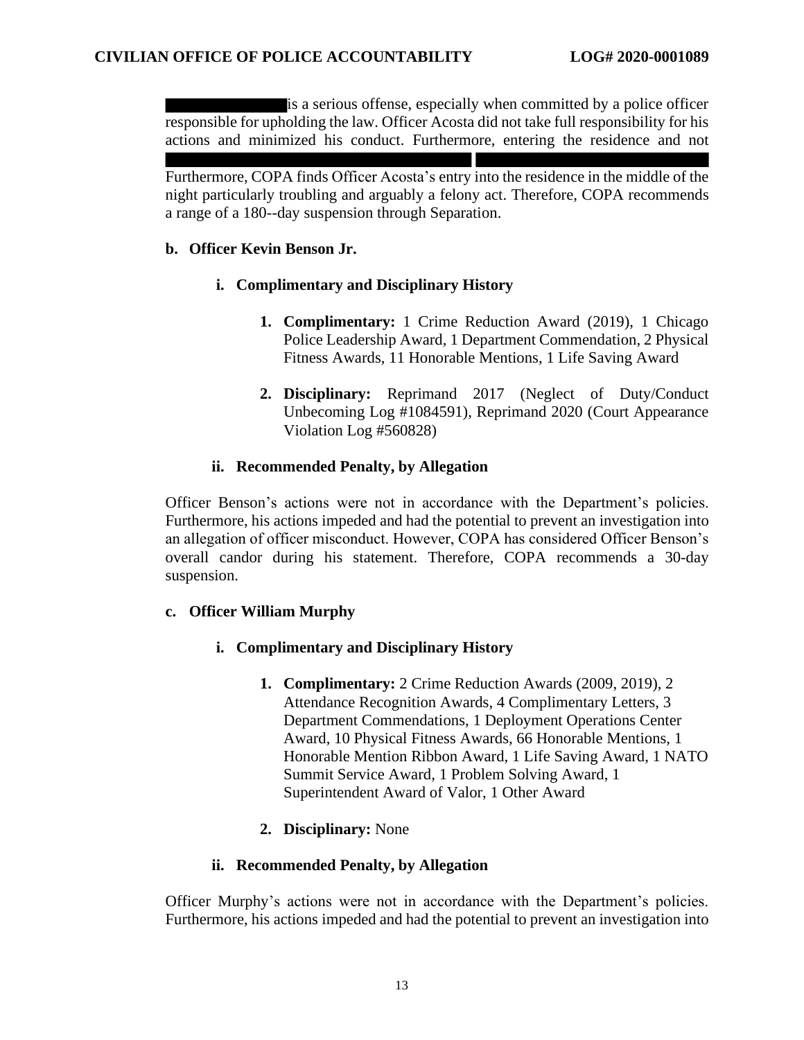██████████ is a serious offense, especially when committed by a police officer responsible for upholding the law. Officer Acosta did not take full responsibility for his actions and minimized his conduct. Furthermore, entering the residence and not ██████████████████████████████ ██████████████████████████ Furthermore, COPA finds Officer Acosta's entry into the residence in the middle of the night particularly troubling and arguably a felony act. Therefore, COPA recommends a range of a 180--day suspension through Separation.

**b. Officer Kevin Benson Jr.**

**i. Complimentary and Disciplinary History**

1. **Complimentary:** 1 Crime Reduction Award (2019), 1 Chicago Police Leadership Award, 1 Department Commendation, 2 Physical Fitness Awards, 11 Honorable Mentions, 1 Life Saving Award

2. **Disciplinary:** Reprimand 2017 (Neglect of Duty/Conduct Unbecoming Log #1084591), Reprimand 2020 (Court Appearance Violation Log #560828)

**ii. Recommended Penalty, by Allegation**

Officer Benson's actions were not in accordance with the Department's policies. Furthermore, his actions impeded and had the potential to prevent an investigation into an allegation of officer misconduct. However, COPA has considered Officer Benson's overall candor during his statement. Therefore, COPA recommends a 30-day suspension.

**c. Officer William Murphy**

**i. Complimentary and Disciplinary History**

1. **Complimentary:** 2 Crime Reduction Awards (2009, 2019), 2 Attendance Recognition Awards, 4 Complimentary Letters, 3 Department Commendations, 1 Deployment Operations Center Award, 10 Physical Fitness Awards, 66 Honorable Mentions, 1 Honorable Mention Ribbon Award, 1 Life Saving Award, 1 NATO Summit Service Award, 1 Problem Solving Award, 1 Superintendent Award of Valor, 1 Other Award

2. **Disciplinary:** None

**ii. Recommended Penalty, by Allegation**

Officer Murphy's actions were not in accordance with the Department's policies. Furthermore, his actions impeded and had the potential to prevent an investigation into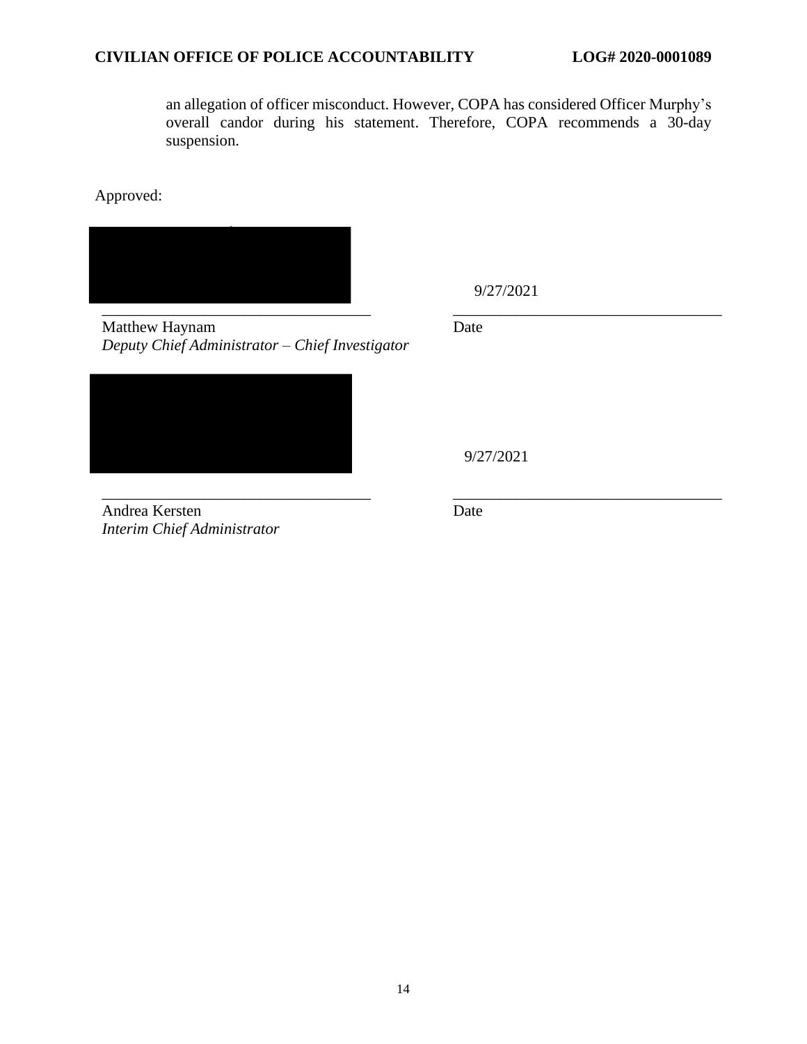an allegation of officer misconduct. However, COPA has considered Officer Murphy's overall candor during his statement. Therefore, COPA recommends a 30-day suspension.

Approved:

| | |
|---|---|
| ______________________________ | 9/27/2021 ______________________________ |
| Matthew Haynam<br>*Deputy Chief Administrator – Chief Investigator* | Date |
| ______________________________ | 9/27/2021 ______________________________ |
| Andrea Kersten<br>*Interim Chief Administrator* | Date |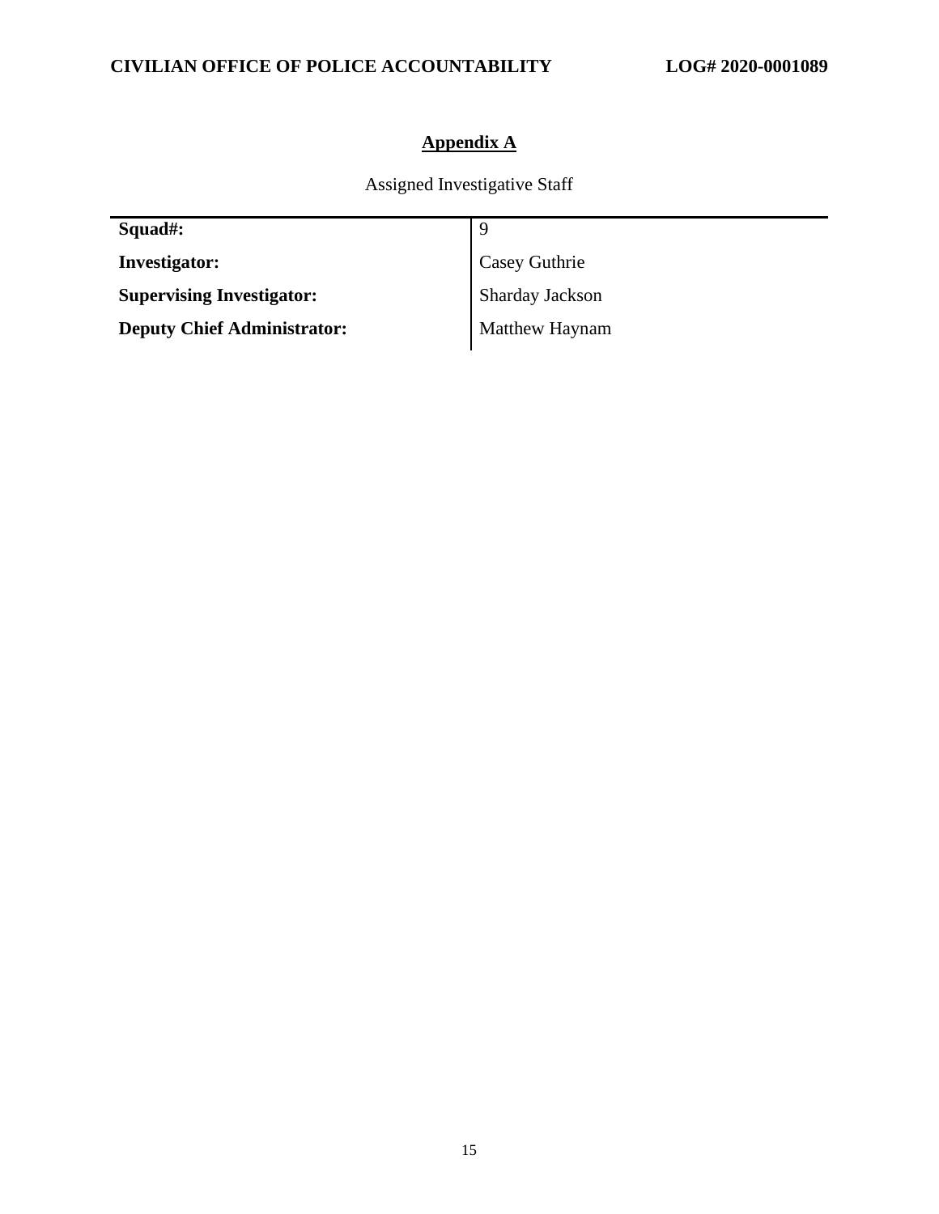## Appendix A

Assigned Investigative Staff

| | |
|---|---|
| **Squad#:** | 9 |
| **Investigator:** | Casey Guthrie |
| **Supervising Investigator:** | Sharday Jackson |
| **Deputy Chief Administrator:** | Matthew Haynam |